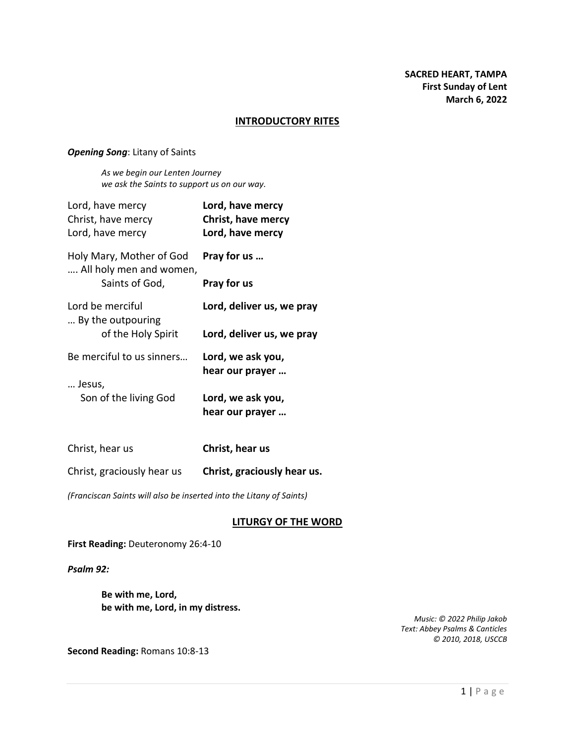**SACRED HEART, TAMPA**
**First Sunday of Lent**
**March 6, 2022**

## INTRODUCTORY RITES

***Opening Song***: Litany of Saints

*As we begin our Lenten Journey*
*we ask the Saints to support us on our way.*

| | |
|---|---|
| Lord, have mercy | **Lord, have mercy** |
| Christ, have mercy | **Christ, have mercy** |
| Lord, have mercy | **Lord, have mercy** |
| Holy Mary, Mother of God | **Pray for us …** |
| …. All holy men and women, Saints of God, | **Pray for us** |
| Lord be merciful | **Lord, deliver us, we pray** |
| … By the outpouring of the Holy Spirit | **Lord, deliver us, we pray** |
| Be merciful to us sinners… | **Lord, we ask you, hear our prayer …** |
| … Jesus, Son of the living God | **Lord, we ask you, hear our prayer …** |
| Christ, hear us | **Christ, hear us** |
| Christ, graciously hear us | **Christ, graciously hear us.** |

*(Franciscan Saints will also be inserted into the Litany of Saints)*

## LITURGY OF THE WORD

**First Reading:** Deuteronomy 26:4-10

***Psalm 92:***

**Be with me, Lord,**
**be with me, Lord, in my distress.**

*Music: © 2022 Philip Jakob*
*Text: Abbey Psalms & Canticles*
*© 2010, 2018, USCCB*

**Second Reading:** Romans 10:8-13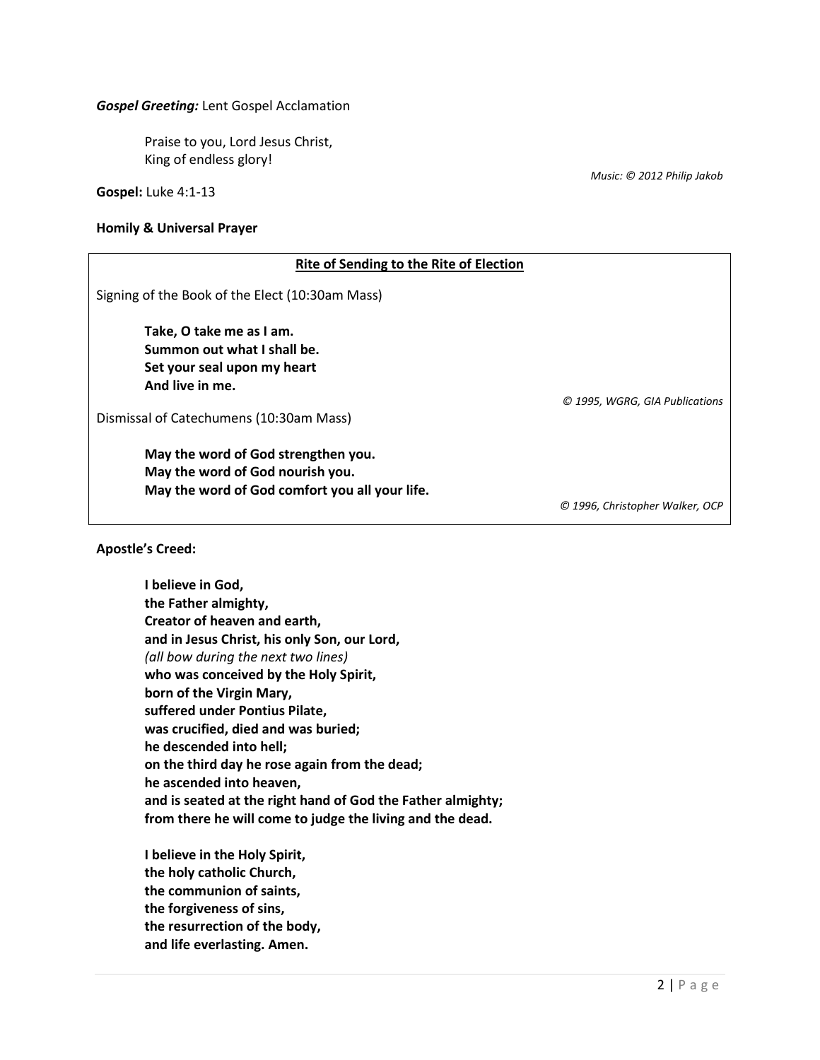***Gospel Greeting:*** Lent Gospel Acclamation

Praise to you, Lord Jesus Christ,
King of endless glory!

*Music: © 2012 Philip Jakob*

**Gospel:** Luke 4:1-13

**Homily & Universal Prayer**

**Rite of Sending to the Rite of Election**

Signing of the Book of the Elect (10:30am Mass)

**Take, O take me as I am.**
**Summon out what I shall be.**
**Set your seal upon my heart**
**And live in me.**

*© 1995, WGRG, GIA Publications*

Dismissal of Catechumens (10:30am Mass)

**May the word of God strengthen you.**
**May the word of God nourish you.**
**May the word of God comfort you all your life.**

*© 1996, Christopher Walker, OCP*

**Apostle's Creed:**

**I believe in God,**
**the Father almighty,**
**Creator of heaven and earth,**
**and in Jesus Christ, his only Son, our Lord,**
*(all bow during the next two lines)*
**who was conceived by the Holy Spirit,**
**born of the Virgin Mary,**
**suffered under Pontius Pilate,**
**was crucified, died and was buried;**
**he descended into hell;**
**on the third day he rose again from the dead;**
**he ascended into heaven,**
**and is seated at the right hand of God the Father almighty;**
**from there he will come to judge the living and the dead.**

**I believe in the Holy Spirit,**
**the holy catholic Church,**
**the communion of saints,**
**the forgiveness of sins,**
**the resurrection of the body,**
**and life everlasting. Amen.**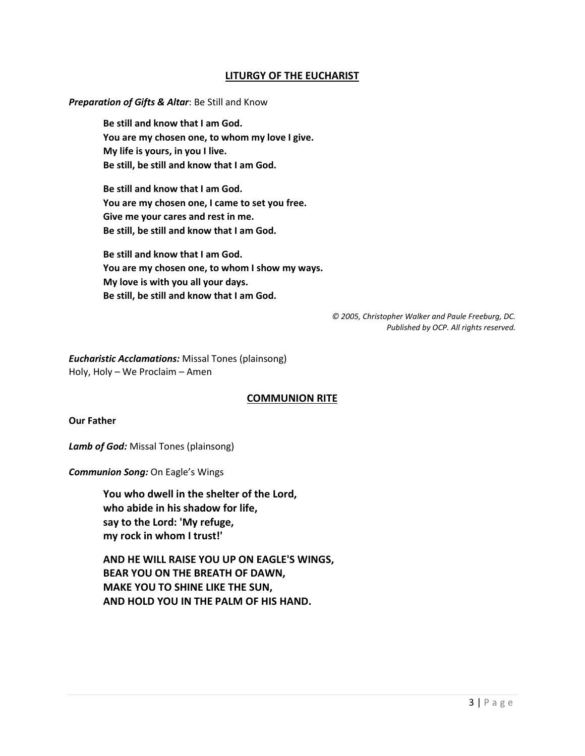## LITURGY OF THE EUCHARIST

***Preparation of Gifts & Altar***: Be Still and Know

**Be still and know that I am God.**
**You are my chosen one, to whom my love I give.**
**My life is yours, in you I live.**
**Be still, be still and know that I am God.**

**Be still and know that I am God.**
**You are my chosen one, I came to set you free.**
**Give me your cares and rest in me.**
**Be still, be still and know that I am God.**

**Be still and know that I am God.**
**You are my chosen one, to whom I show my ways.**
**My love is with you all your days.**
**Be still, be still and know that I am God.**

*© 2005, Christopher Walker and Paule Freeburg, DC.*
*Published by OCP. All rights reserved.*

***Eucharistic Acclamations:*** Missal Tones (plainsong)
Holy, Holy – We Proclaim – Amen

## COMMUNION RITE

**Our Father**

***Lamb of God:*** Missal Tones (plainsong)

***Communion Song:*** On Eagle's Wings

**You who dwell in the shelter of the Lord,**
**who abide in his shadow for life,**
**say to the Lord: 'My refuge,**
**my rock in whom I trust!'**

**AND HE WILL RAISE YOU UP ON EAGLE'S WINGS,**
**BEAR YOU ON THE BREATH OF DAWN,**
**MAKE YOU TO SHINE LIKE THE SUN,**
**AND HOLD YOU IN THE PALM OF HIS HAND.**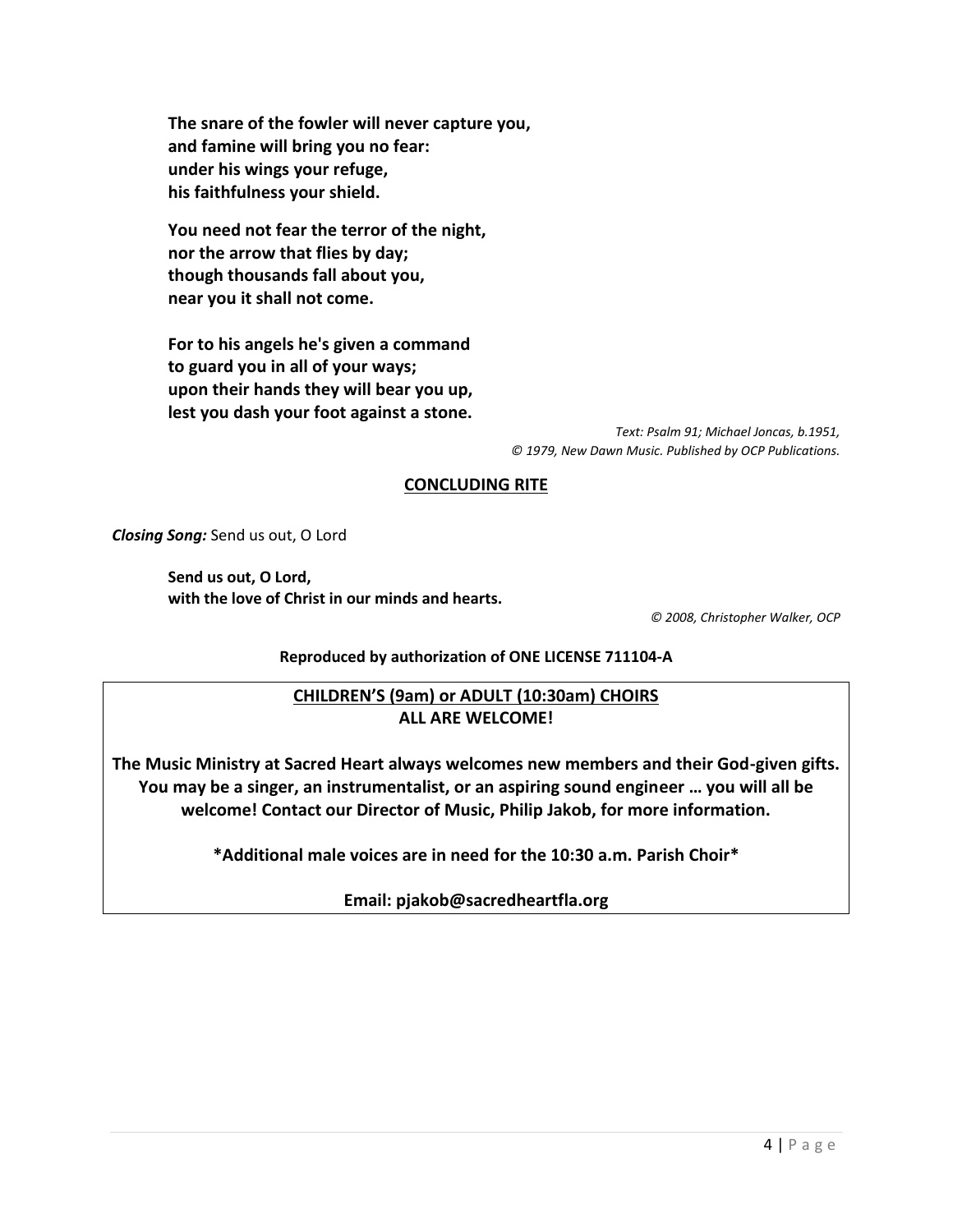**The snare of the fowler will never capture you,**
**and famine will bring you no fear:**
**under his wings your refuge,**
**his faithfulness your shield.**

**You need not fear the terror of the night,**
**nor the arrow that flies by day;**
**though thousands fall about you,**
**near you it shall not come.**

**For to his angels he's given a command**
**to guard you in all of your ways;**
**upon their hands they will bear you up,**
**lest you dash your foot against a stone.**

*Text: Psalm 91; Michael Joncas, b.1951,*
*© 1979, New Dawn Music. Published by OCP Publications.*

## CONCLUDING RITE

***Closing Song:*** Send us out, O Lord

**Send us out, O Lord,**
**with the love of Christ in our minds and hearts.**

*© 2008, Christopher Walker, OCP*

**Reproduced by authorization of ONE LICENSE 711104-A**

---

**CHILDREN'S (9am) or ADULT (10:30am) CHOIRS**
**ALL ARE WELCOME!**

**The Music Ministry at Sacred Heart always welcomes new members and their God-given gifts. You may be a singer, an instrumentalist, or an aspiring sound engineer … you will all be welcome! Contact our Director of Music, Philip Jakob, for more information.**

**\*Additional male voices are in need for the 10:30 a.m. Parish Choir\***

**Email: pjakob@sacredheartfla.org**